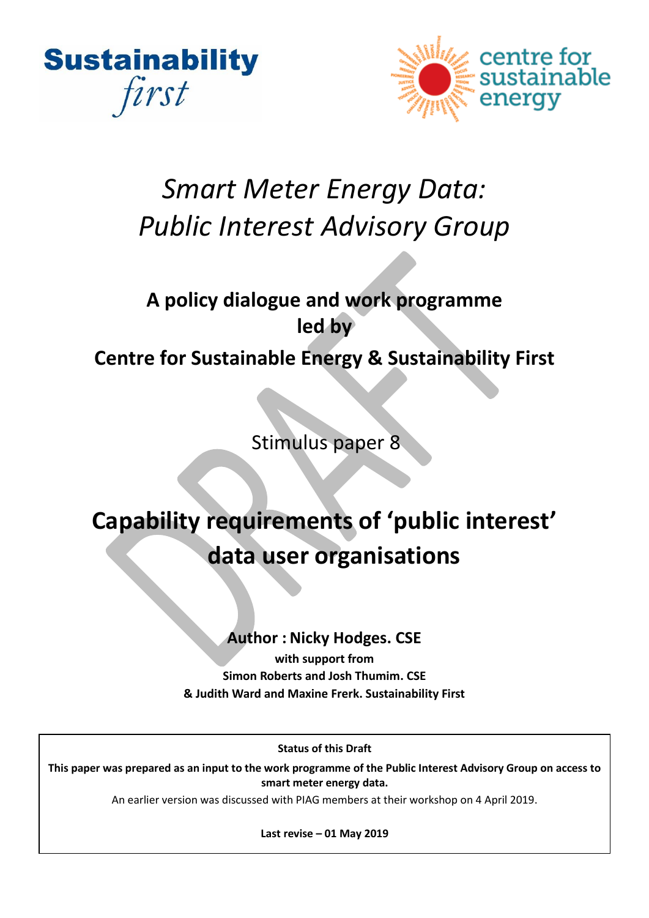Sustainability *first*

centre for sustainable energy

# *Smart Meter Energy Data: Public Interest Advisory Group*

## A policy dialogue and work programme led by Centre for Sustainable Energy & Sustainability First

Stimulus paper 8

# Capability requirements of 'public interest' data user organisations

**Author : Nicky Hodges. CSE**

**with support from**
**Simon Roberts and Josh Thumim. CSE**
**& Judith Ward and Maxine Frerk. Sustainability First**

**Status of this Draft**

**This paper was prepared as an input to the work programme of the Public Interest Advisory Group on access to smart meter energy data.**

An earlier version was discussed with PIAG members at their workshop on 4 April 2019.

**Last revise – 01 May 2019**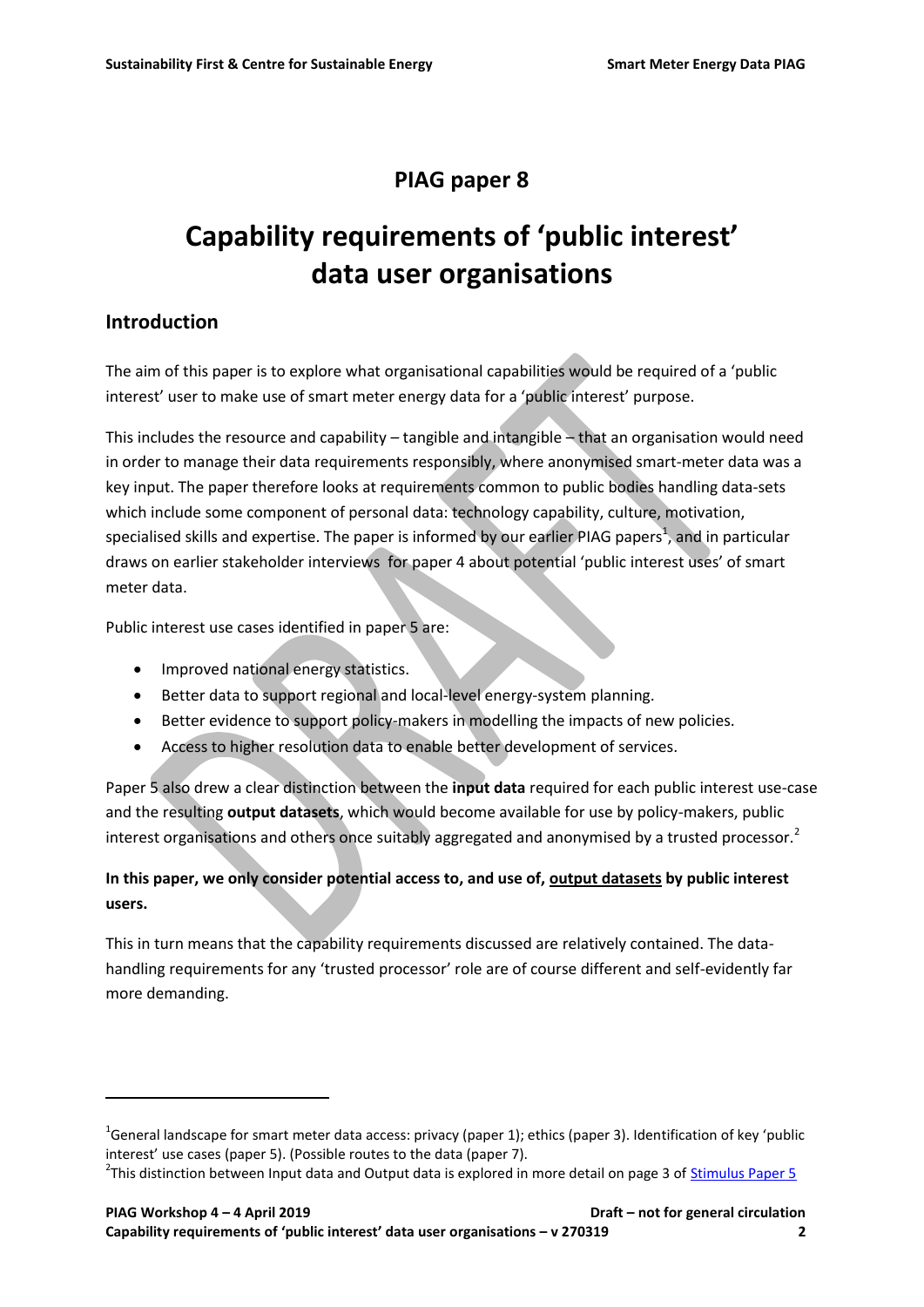# PIAG paper 8

# Capability requirements of 'public interest' data user organisations

## Introduction

The aim of this paper is to explore what organisational capabilities would be required of a 'public interest' user to make use of smart meter energy data for a 'public interest' purpose.

This includes the resource and capability – tangible and intangible – that an organisation would need in order to manage their data requirements responsibly, where anonymised smart-meter data was a key input. The paper therefore looks at requirements common to public bodies handling data-sets which include some component of personal data: technology capability, culture, motivation, specialised skills and expertise. The paper is informed by our earlier PIAG papers[1], and in particular draws on earlier stakeholder interviews for paper 4 about potential 'public interest uses' of smart meter data.

Public interest use cases identified in paper 5 are:

- Improved national energy statistics.
- Better data to support regional and local-level energy-system planning.
- Better evidence to support policy-makers in modelling the impacts of new policies.
- Access to higher resolution data to enable better development of services.

Paper 5 also drew a clear distinction between the **input data** required for each public interest use-case and the resulting **output datasets**, which would become available for use by policy-makers, public interest organisations and others once suitably aggregated and anonymised by a trusted processor.[2]

**In this paper, we only consider potential access to, and use of, <u>output datasets</u> by public interest users.**

This in turn means that the capability requirements discussed are relatively contained. The data-handling requirements for any 'trusted processor' role are of course different and self-evidently far more demanding.

---

[1] General landscape for smart meter data access: privacy (paper 1); ethics (paper 3). Identification of key 'public interest' use cases (paper 5). (Possible routes to the data (paper 7).

[2] This distinction between Input data and Output data is explored in more detail on page 3 of Stimulus Paper 5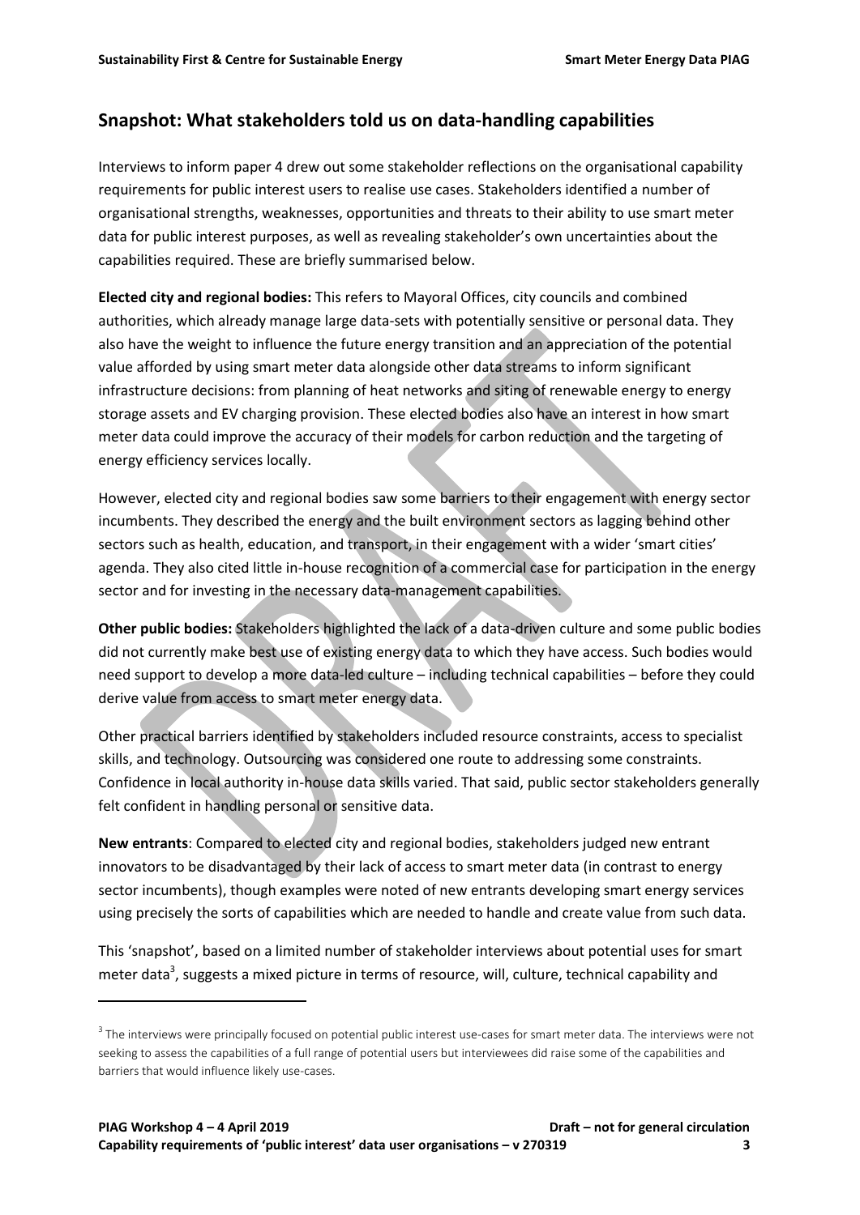## Snapshot: What stakeholders told us on data-handling capabilities

Interviews to inform paper 4 drew out some stakeholder reflections on the organisational capability requirements for public interest users to realise use cases. Stakeholders identified a number of organisational strengths, weaknesses, opportunities and threats to their ability to use smart meter data for public interest purposes, as well as revealing stakeholder's own uncertainties about the capabilities required. These are briefly summarised below.

**Elected city and regional bodies:** This refers to Mayoral Offices, city councils and combined authorities, which already manage large data-sets with potentially sensitive or personal data. They also have the weight to influence the future energy transition and an appreciation of the potential value afforded by using smart meter data alongside other data streams to inform significant infrastructure decisions: from planning of heat networks and siting of renewable energy to energy storage assets and EV charging provision. These elected bodies also have an interest in how smart meter data could improve the accuracy of their models for carbon reduction and the targeting of energy efficiency services locally.

However, elected city and regional bodies saw some barriers to their engagement with energy sector incumbents. They described the energy and the built environment sectors as lagging behind other sectors such as health, education, and transport, in their engagement with a wider 'smart cities' agenda. They also cited little in-house recognition of a commercial case for participation in the energy sector and for investing in the necessary data-management capabilities.

**Other public bodies:** Stakeholders highlighted the lack of a data-driven culture and some public bodies did not currently make best use of existing energy data to which they have access. Such bodies would need support to develop a more data-led culture – including technical capabilities – before they could derive value from access to smart meter energy data.

Other practical barriers identified by stakeholders included resource constraints, access to specialist skills, and technology. Outsourcing was considered one route to addressing some constraints. Confidence in local authority in-house data skills varied. That said, public sector stakeholders generally felt confident in handling personal or sensitive data.

**New entrants**: Compared to elected city and regional bodies, stakeholders judged new entrant innovators to be disadvantaged by their lack of access to smart meter data (in contrast to energy sector incumbents), though examples were noted of new entrants developing smart energy services using precisely the sorts of capabilities which are needed to handle and create value from such data.

This 'snapshot', based on a limited number of stakeholder interviews about potential uses for smart meter data[3], suggests a mixed picture in terms of resource, will, culture, technical capability and

[3] The interviews were principally focused on potential public interest use-cases for smart meter data. The interviews were not seeking to assess the capabilities of a full range of potential users but interviewees did raise some of the capabilities and barriers that would influence likely use-cases.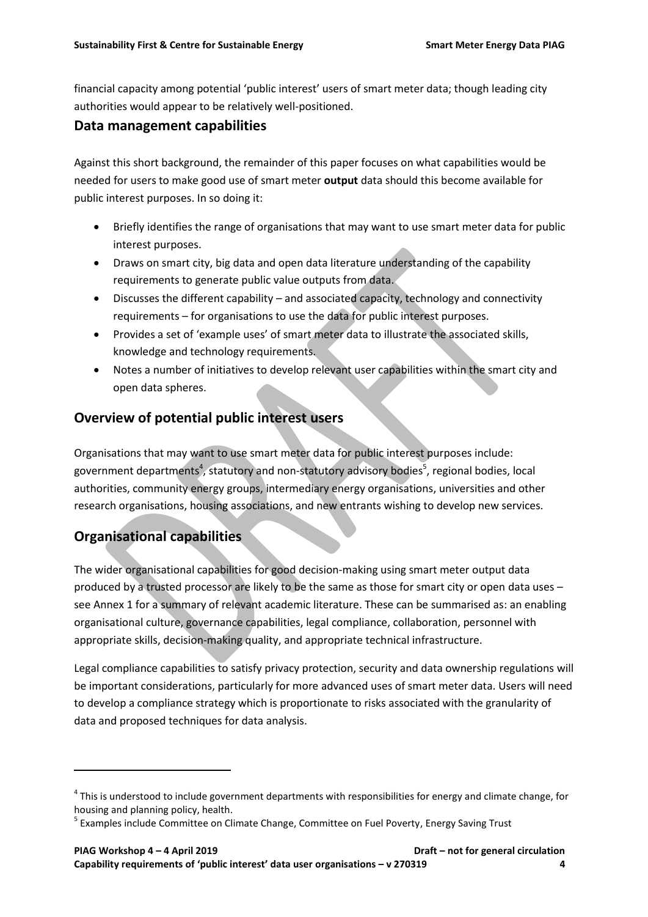financial capacity among potential 'public interest' users of smart meter data; though leading city authorities would appear to be relatively well-positioned.

## Data management capabilities

Against this short background, the remainder of this paper focuses on what capabilities would be needed for users to make good use of smart meter **output** data should this become available for public interest purposes. In so doing it:

- Briefly identifies the range of organisations that may want to use smart meter data for public interest purposes.
- Draws on smart city, big data and open data literature understanding of the capability requirements to generate public value outputs from data.
- Discusses the different capability – and associated capacity, technology and connectivity requirements – for organisations to use the data for public interest purposes.
- Provides a set of 'example uses' of smart meter data to illustrate the associated skills, knowledge and technology requirements.
- Notes a number of initiatives to develop relevant user capabilities within the smart city and open data spheres.

## Overview of potential public interest users

Organisations that may want to use smart meter data for public interest purposes include: government departments[4], statutory and non-statutory advisory bodies[5], regional bodies, local authorities, community energy groups, intermediary energy organisations, universities and other research organisations, housing associations, and new entrants wishing to develop new services.

## Organisational capabilities

The wider organisational capabilities for good decision-making using smart meter output data produced by a trusted processor are likely to be the same as those for smart city or open data uses – see Annex 1 for a summary of relevant academic literature. These can be summarised as: an enabling organisational culture, governance capabilities, legal compliance, collaboration, personnel with appropriate skills, decision-making quality, and appropriate technical infrastructure.

Legal compliance capabilities to satisfy privacy protection, security and data ownership regulations will be important considerations, particularly for more advanced uses of smart meter data. Users will need to develop a compliance strategy which is proportionate to risks associated with the granularity of data and proposed techniques for data analysis.

---

[4] This is understood to include government departments with responsibilities for energy and climate change, for housing and planning policy, health.

[5] Examples include Committee on Climate Change, Committee on Fuel Poverty, Energy Saving Trust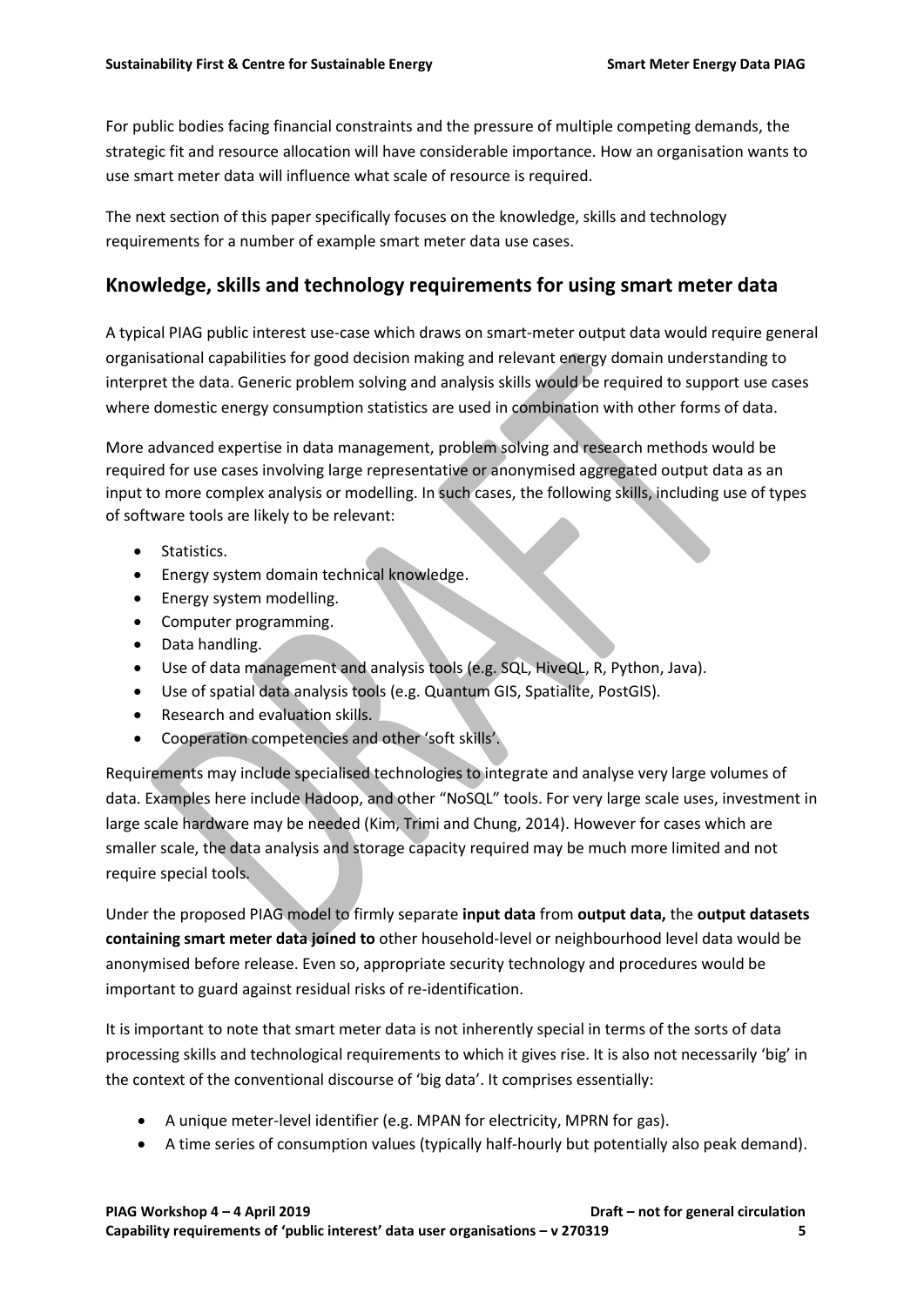For public bodies facing financial constraints and the pressure of multiple competing demands, the strategic fit and resource allocation will have considerable importance. How an organisation wants to use smart meter data will influence what scale of resource is required.

The next section of this paper specifically focuses on the knowledge, skills and technology requirements for a number of example smart meter data use cases.

## Knowledge, skills and technology requirements for using smart meter data

A typical PIAG public interest use-case which draws on smart-meter output data would require general organisational capabilities for good decision making and relevant energy domain understanding to interpret the data. Generic problem solving and analysis skills would be required to support use cases where domestic energy consumption statistics are used in combination with other forms of data.

More advanced expertise in data management, problem solving and research methods would be required for use cases involving large representative or anonymised aggregated output data as an input to more complex analysis or modelling. In such cases, the following skills, including use of types of software tools are likely to be relevant:

- Statistics.
- Energy system domain technical knowledge.
- Energy system modelling.
- Computer programming.
- Data handling.
- Use of data management and analysis tools (e.g. SQL, HiveQL, R, Python, Java).
- Use of spatial data analysis tools (e.g. Quantum GIS, Spatialite, PostGIS).
- Research and evaluation skills.
- Cooperation competencies and other 'soft skills'.

Requirements may include specialised technologies to integrate and analyse very large volumes of data. Examples here include Hadoop, and other "NoSQL" tools. For very large scale uses, investment in large scale hardware may be needed (Kim, Trimi and Chung, 2014). However for cases which are smaller scale, the data analysis and storage capacity required may be much more limited and not require special tools.

Under the proposed PIAG model to firmly separate **input data** from **output data,** the **output datasets containing smart meter data joined to** other household-level or neighbourhood level data would be anonymised before release. Even so, appropriate security technology and procedures would be important to guard against residual risks of re-identification.

It is important to note that smart meter data is not inherently special in terms of the sorts of data processing skills and technological requirements to which it gives rise. It is also not necessarily 'big' in the context of the conventional discourse of 'big data'. It comprises essentially:

- A unique meter-level identifier (e.g. MPAN for electricity, MPRN for gas).
- A time series of consumption values (typically half-hourly but potentially also peak demand).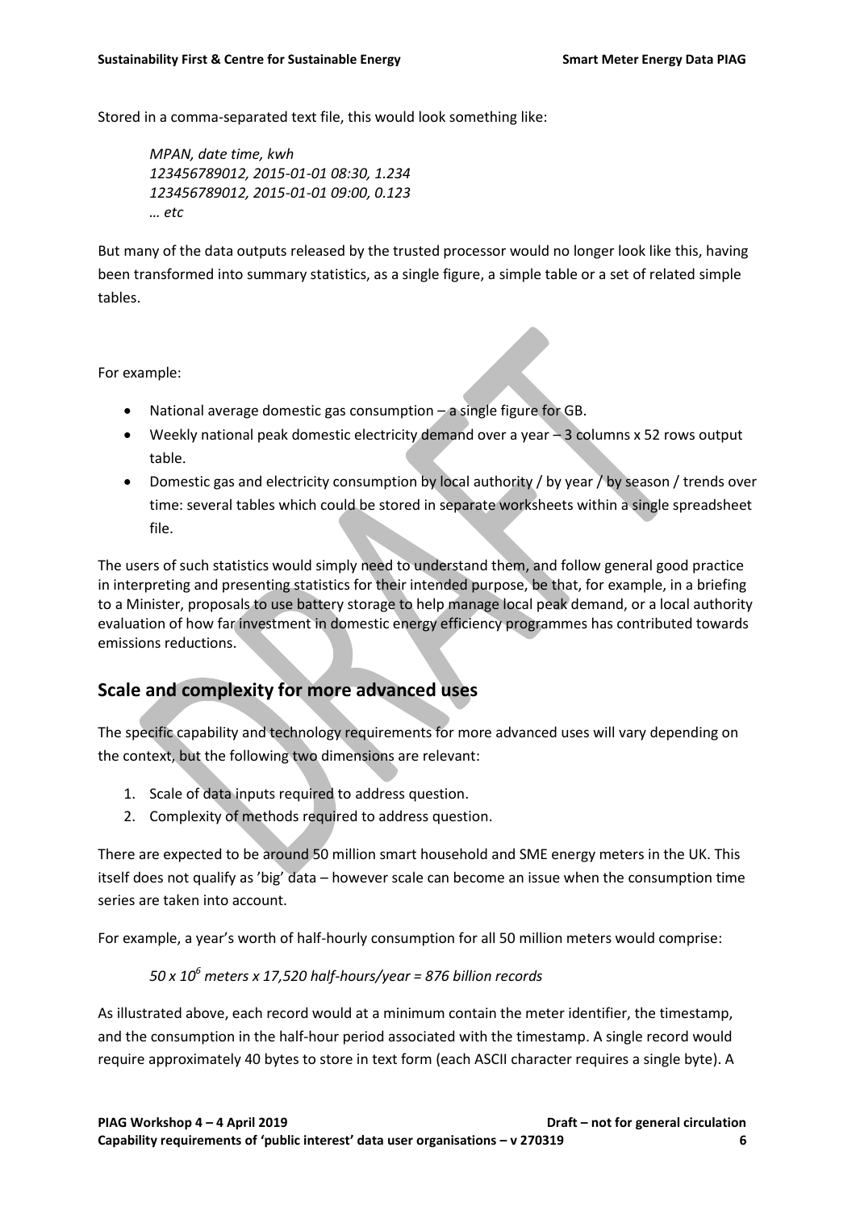Stored in a comma-separated text file, this would look something like:

> *MPAN, date time, kwh*
> *123456789012, 2015-01-01 08:30, 1.234*
> *123456789012, 2015-01-01 09:00, 0.123*
> *… etc*

But many of the data outputs released by the trusted processor would no longer look like this, having been transformed into summary statistics, as a single figure, a simple table or a set of related simple tables.

For example:

- National average domestic gas consumption – a single figure for GB.
- Weekly national peak domestic electricity demand over a year – 3 columns x 52 rows output table.
- Domestic gas and electricity consumption by local authority / by year / by season / trends over time: several tables which could be stored in separate worksheets within a single spreadsheet file.

The users of such statistics would simply need to understand them, and follow general good practice in interpreting and presenting statistics for their intended purpose, be that, for example, in a briefing to a Minister, proposals to use battery storage to help manage local peak demand, or a local authority evaluation of how far investment in domestic energy efficiency programmes has contributed towards emissions reductions.

## Scale and complexity for more advanced uses

The specific capability and technology requirements for more advanced uses will vary depending on the context, but the following two dimensions are relevant:

1. Scale of data inputs required to address question.
2. Complexity of methods required to address question.

There are expected to be around 50 million smart household and SME energy meters in the UK. This itself does not qualify as 'big' data – however scale can become an issue when the consumption time series are taken into account.

For example, a year's worth of half-hourly consumption for all 50 million meters would comprise:

*$50 \times 10^6$ meters x 17,520 half-hours/year = 876 billion records*

As illustrated above, each record would at a minimum contain the meter identifier, the timestamp, and the consumption in the half-hour period associated with the timestamp. A single record would require approximately 40 bytes to store in text form (each ASCII character requires a single byte). A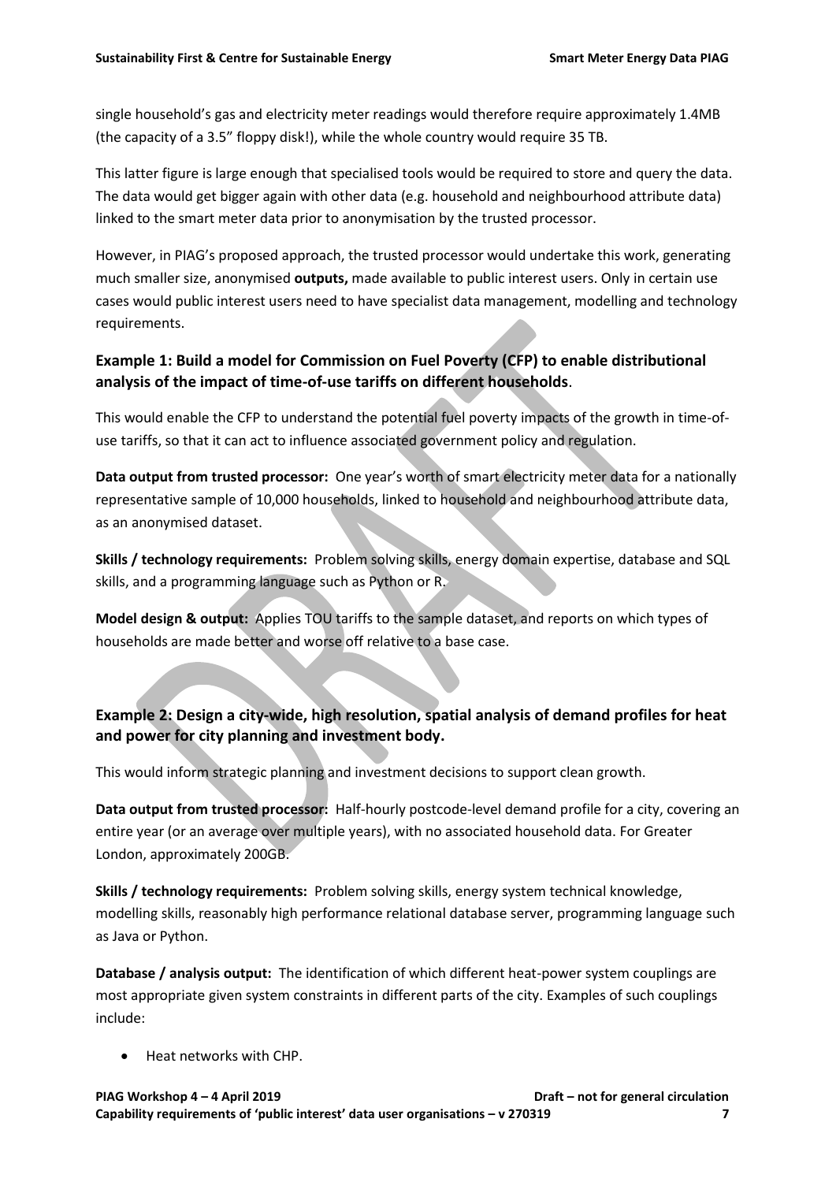single household's gas and electricity meter readings would therefore require approximately 1.4MB (the capacity of a 3.5" floppy disk!), while the whole country would require 35 TB.

This latter figure is large enough that specialised tools would be required to store and query the data. The data would get bigger again with other data (e.g. household and neighbourhood attribute data) linked to the smart meter data prior to anonymisation by the trusted processor.

However, in PIAG's proposed approach, the trusted processor would undertake this work, generating much smaller size, anonymised **outputs,** made available to public interest users. Only in certain use cases would public interest users need to have specialist data management, modelling and technology requirements.

### Example 1: Build a model for Commission on Fuel Poverty (CFP) to enable distributional analysis of the impact of time-of-use tariffs on different households.

This would enable the CFP to understand the potential fuel poverty impacts of the growth in time-of-use tariffs, so that it can act to influence associated government policy and regulation.

**Data output from trusted processor:** One year's worth of smart electricity meter data for a nationally representative sample of 10,000 households, linked to household and neighbourhood attribute data, as an anonymised dataset.

**Skills / technology requirements:** Problem solving skills, energy domain expertise, database and SQL skills, and a programming language such as Python or R.

**Model design & output:** Applies TOU tariffs to the sample dataset, and reports on which types of households are made better and worse off relative to a base case.

### Example 2: Design a city-wide, high resolution, spatial analysis of demand profiles for heat and power for city planning and investment body.

This would inform strategic planning and investment decisions to support clean growth.

**Data output from trusted processor:** Half-hourly postcode-level demand profile for a city, covering an entire year (or an average over multiple years), with no associated household data. For Greater London, approximately 200GB.

**Skills / technology requirements:** Problem solving skills, energy system technical knowledge, modelling skills, reasonably high performance relational database server, programming language such as Java or Python.

**Database / analysis output:** The identification of which different heat-power system couplings are most appropriate given system constraints in different parts of the city. Examples of such couplings include:

- Heat networks with CHP.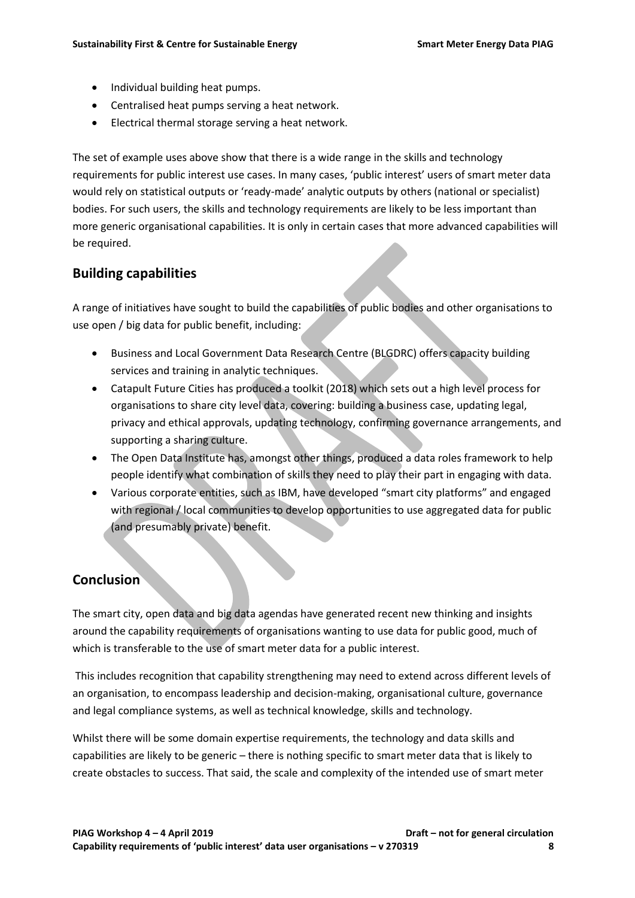- Individual building heat pumps.
- Centralised heat pumps serving a heat network.
- Electrical thermal storage serving a heat network.

The set of example uses above show that there is a wide range in the skills and technology requirements for public interest use cases. In many cases, 'public interest' users of smart meter data would rely on statistical outputs or 'ready-made' analytic outputs by others (national or specialist) bodies. For such users, the skills and technology requirements are likely to be less important than more generic organisational capabilities. It is only in certain cases that more advanced capabilities will be required.

## Building capabilities

A range of initiatives have sought to build the capabilities of public bodies and other organisations to use open / big data for public benefit, including:

- Business and Local Government Data Research Centre (BLGDRC) offers capacity building services and training in analytic techniques.
- Catapult Future Cities has produced a toolkit (2018) which sets out a high level process for organisations to share city level data, covering: building a business case, updating legal, privacy and ethical approvals, updating technology, confirming governance arrangements, and supporting a sharing culture.
- The Open Data Institute has, amongst other things, produced a data roles framework to help people identify what combination of skills they need to play their part in engaging with data.
- Various corporate entities, such as IBM, have developed "smart city platforms" and engaged with regional / local communities to develop opportunities to use aggregated data for public (and presumably private) benefit.

## Conclusion

The smart city, open data and big data agendas have generated recent new thinking and insights around the capability requirements of organisations wanting to use data for public good, much of which is transferable to the use of smart meter data for a public interest.

This includes recognition that capability strengthening may need to extend across different levels of an organisation, to encompass leadership and decision-making, organisational culture, governance and legal compliance systems, as well as technical knowledge, skills and technology.

Whilst there will be some domain expertise requirements, the technology and data skills and capabilities are likely to be generic – there is nothing specific to smart meter data that is likely to create obstacles to success. That said, the scale and complexity of the intended use of smart meter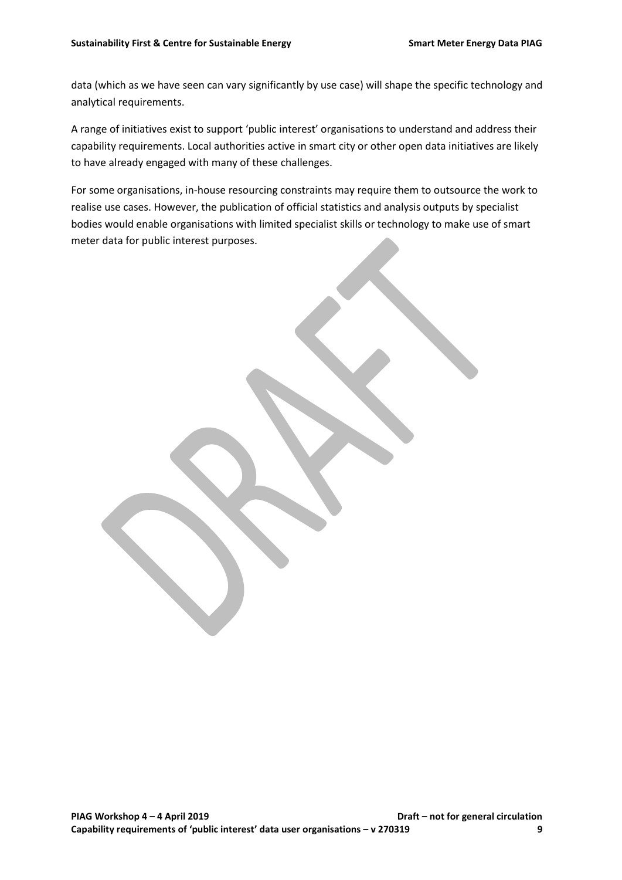data (which as we have seen can vary significantly by use case) will shape the specific technology and analytical requirements.

A range of initiatives exist to support 'public interest' organisations to understand and address their capability requirements. Local authorities active in smart city or other open data initiatives are likely to have already engaged with many of these challenges.

For some organisations, in-house resourcing constraints may require them to outsource the work to realise use cases. However, the publication of official statistics and analysis outputs by specialist bodies would enable organisations with limited specialist skills or technology to make use of smart meter data for public interest purposes.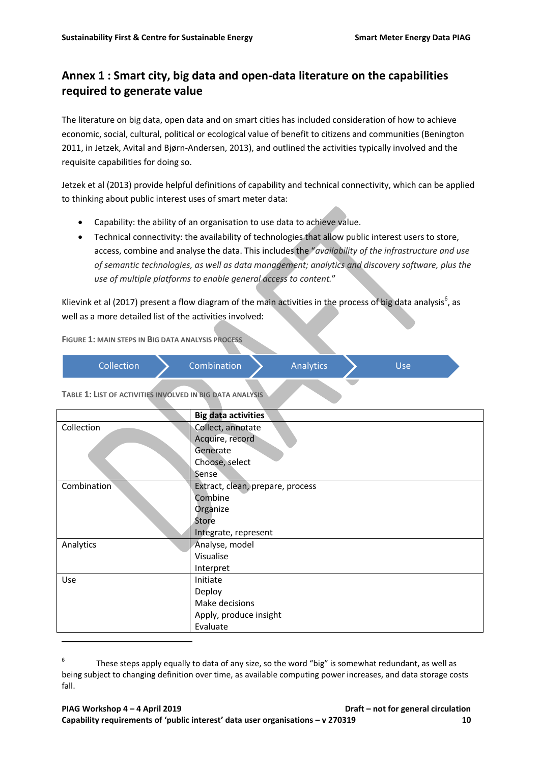## Annex 1 : Smart city, big data and open-data literature on the capabilities required to generate value

The literature on big data, open data and on smart cities has included consideration of how to achieve economic, social, cultural, political or ecological value of benefit to citizens and communities (Benington 2011, in Jetzek, Avital and Bjørn-Andersen, 2013), and outlined the activities typically involved and the requisite capabilities for doing so.

Jetzek et al (2013) provide helpful definitions of capability and technical connectivity, which can be applied to thinking about public interest uses of smart meter data:

- Capability: the ability of an organisation to use data to achieve value.
- Technical connectivity: the availability of technologies that allow public interest users to store, access, combine and analyse the data. This includes the "*availability of the infrastructure and use of semantic technologies, as well as data management; analytics and discovery software, plus the use of multiple platforms to enable general access to content.*"

Klievink et al (2017) present a flow diagram of the main activities in the process of big data analysis[6], as well as a more detailed list of the activities involved:

**FIGURE 1: MAIN STEPS IN BIG DATA ANALYSIS PROCESS**

Collection → Combination → Analytics → Use

**TABLE 1: LIST OF ACTIVITIES INVOLVED IN BIG DATA ANALYSIS**

| | Big data activities |
|---|---|
| Collection | Collect, annotate<br>Acquire, record<br>Generate<br>Choose, select<br>Sense |
| Combination | Extract, clean, prepare, process<br>Combine<br>Organize<br>Store<br>Integrate, represent |
| Analytics | Analyse, model<br>Visualise<br>Interpret |
| Use | Initiate<br>Deploy<br>Make decisions<br>Apply, produce insight<br>Evaluate |

[6] These steps apply equally to data of any size, so the word "big" is somewhat redundant, as well as being subject to changing definition over time, as available computing power increases, and data storage costs fall.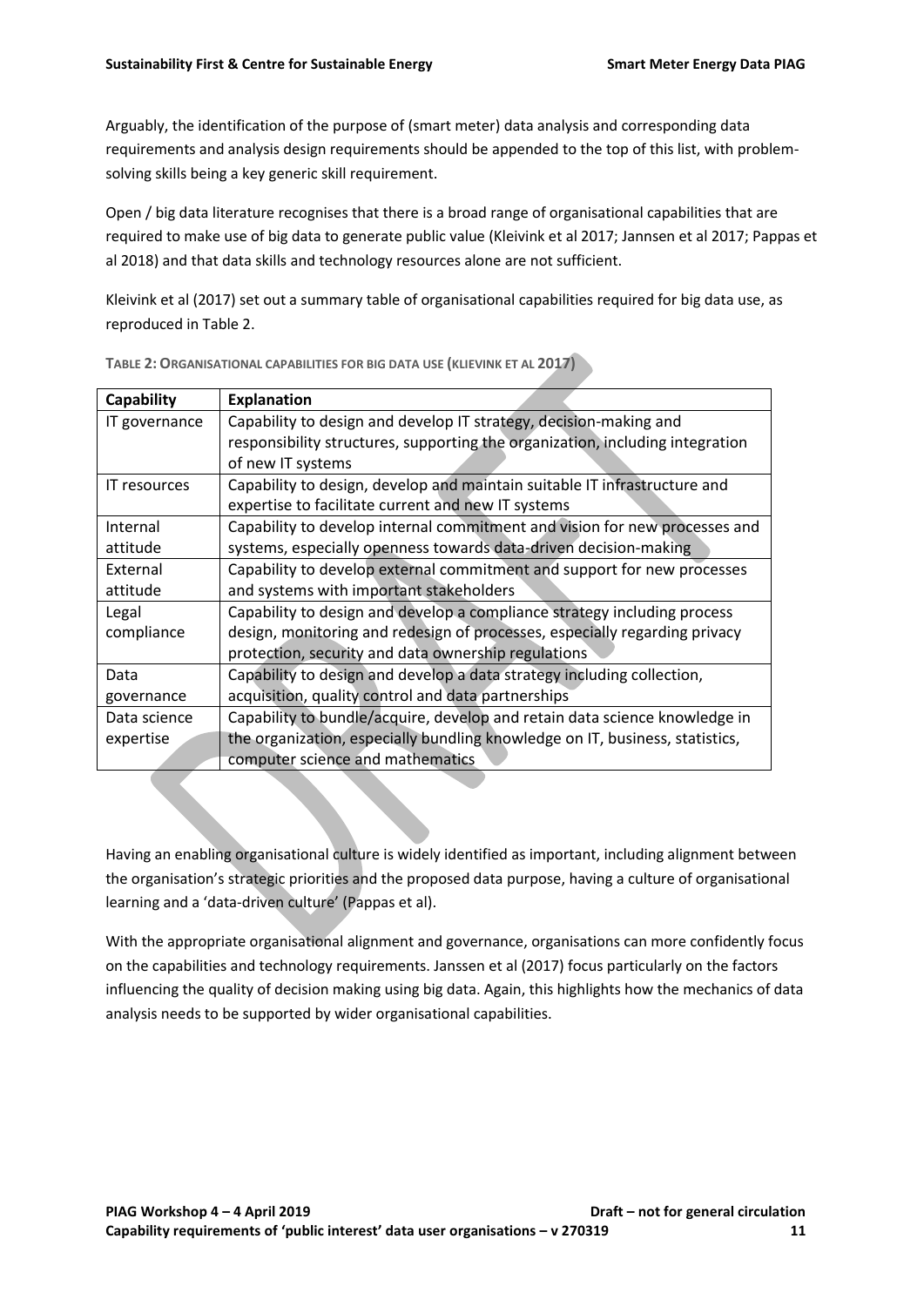Arguably, the identification of the purpose of (smart meter) data analysis and corresponding data requirements and analysis design requirements should be appended to the top of this list, with problem-solving skills being a key generic skill requirement.

Open / big data literature recognises that there is a broad range of organisational capabilities that are required to make use of big data to generate public value (Kleivink et al 2017; Jannsen et al 2017; Pappas et al 2018) and that data skills and technology resources alone are not sufficient.

Kleivink et al (2017) set out a summary table of organisational capabilities required for big data use, as reproduced in Table 2.

**Table 2: Organisational capabilities for big data use (Klievink et al 2017)**

| Capability | Explanation |
|---|---|
| IT governance | Capability to design and develop IT strategy, decision-making and responsibility structures, supporting the organization, including integration of new IT systems |
| IT resources | Capability to design, develop and maintain suitable IT infrastructure and expertise to facilitate current and new IT systems |
| Internal attitude | Capability to develop internal commitment and vision for new processes and systems, especially openness towards data-driven decision-making |
| External attitude | Capability to develop external commitment and support for new processes and systems with important stakeholders |
| Legal compliance | Capability to design and develop a compliance strategy including process design, monitoring and redesign of processes, especially regarding privacy protection, security and data ownership regulations |
| Data governance | Capability to design and develop a data strategy including collection, acquisition, quality control and data partnerships |
| Data science expertise | Capability to bundle/acquire, develop and retain data science knowledge in the organization, especially bundling knowledge on IT, business, statistics, computer science and mathematics |

Having an enabling organisational culture is widely identified as important, including alignment between the organisation's strategic priorities and the proposed data purpose, having a culture of organisational learning and a 'data-driven culture' (Pappas et al).

With the appropriate organisational alignment and governance, organisations can more confidently focus on the capabilities and technology requirements. Janssen et al (2017) focus particularly on the factors influencing the quality of decision making using big data. Again, this highlights how the mechanics of data analysis needs to be supported by wider organisational capabilities.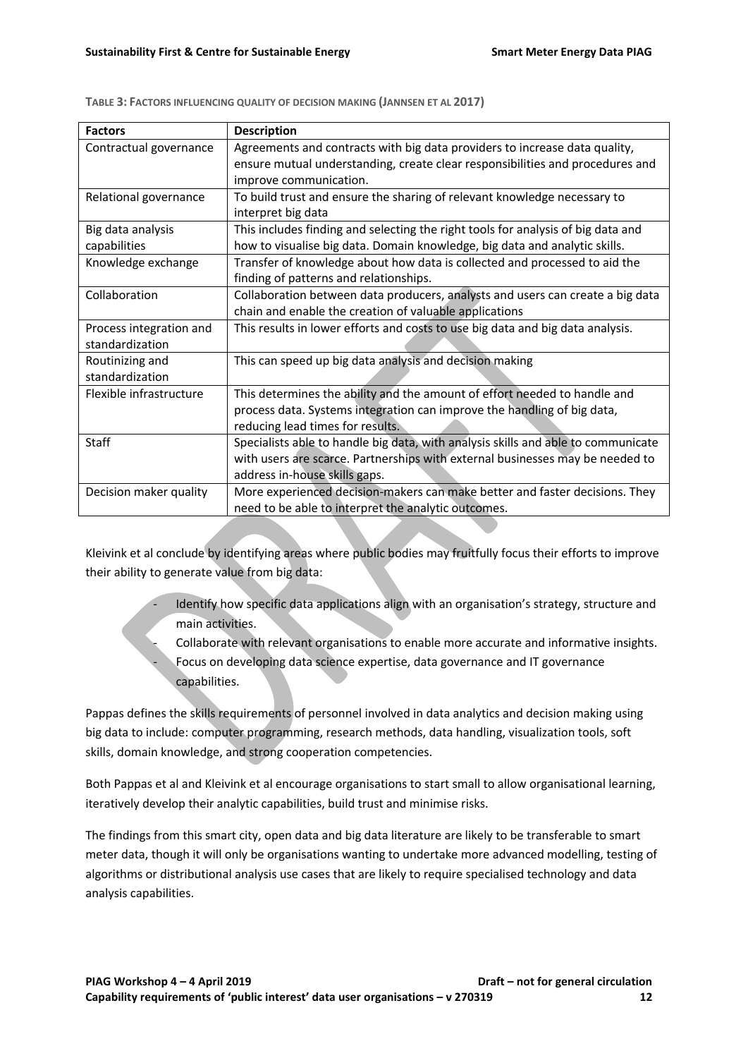**TABLE 3: FACTORS INFLUENCING QUALITY OF DECISION MAKING (JANNSEN ET AL 2017)**

| Factors | Description |
|---|---|
| Contractual governance | Agreements and contracts with big data providers to increase data quality, ensure mutual understanding, create clear responsibilities and procedures and improve communication. |
| Relational governance | To build trust and ensure the sharing of relevant knowledge necessary to interpret big data |
| Big data analysis capabilities | This includes finding and selecting the right tools for analysis of big data and how to visualise big data. Domain knowledge, big data and analytic skills. |
| Knowledge exchange | Transfer of knowledge about how data is collected and processed to aid the finding of patterns and relationships. |
| Collaboration | Collaboration between data producers, analysts and users can create a big data chain and enable the creation of valuable applications |
| Process integration and standardization | This results in lower efforts and costs to use big data and big data analysis. |
| Routinizing and standardization | This can speed up big data analysis and decision making |
| Flexible infrastructure | This determines the ability and the amount of effort needed to handle and process data. Systems integration can improve the handling of big data, reducing lead times for results. |
| Staff | Specialists able to handle big data, with analysis skills and able to communicate with users are scarce. Partnerships with external businesses may be needed to address in-house skills gaps. |
| Decision maker quality | More experienced decision-makers can make better and faster decisions. They need to be able to interpret the analytic outcomes. |

Kleivink et al conclude by identifying areas where public bodies may fruitfully focus their efforts to improve their ability to generate value from big data:

- Identify how specific data applications align with an organisation's strategy, structure and main activities.
- Collaborate with relevant organisations to enable more accurate and informative insights.
- Focus on developing data science expertise, data governance and IT governance capabilities.

Pappas defines the skills requirements of personnel involved in data analytics and decision making using big data to include: computer programming, research methods, data handling, visualization tools, soft skills, domain knowledge, and strong cooperation competencies.

Both Pappas et al and Kleivink et al encourage organisations to start small to allow organisational learning, iteratively develop their analytic capabilities, build trust and minimise risks.

The findings from this smart city, open data and big data literature are likely to be transferable to smart meter data, though it will only be organisations wanting to undertake more advanced modelling, testing of algorithms or distributional analysis use cases that are likely to require specialised technology and data analysis capabilities.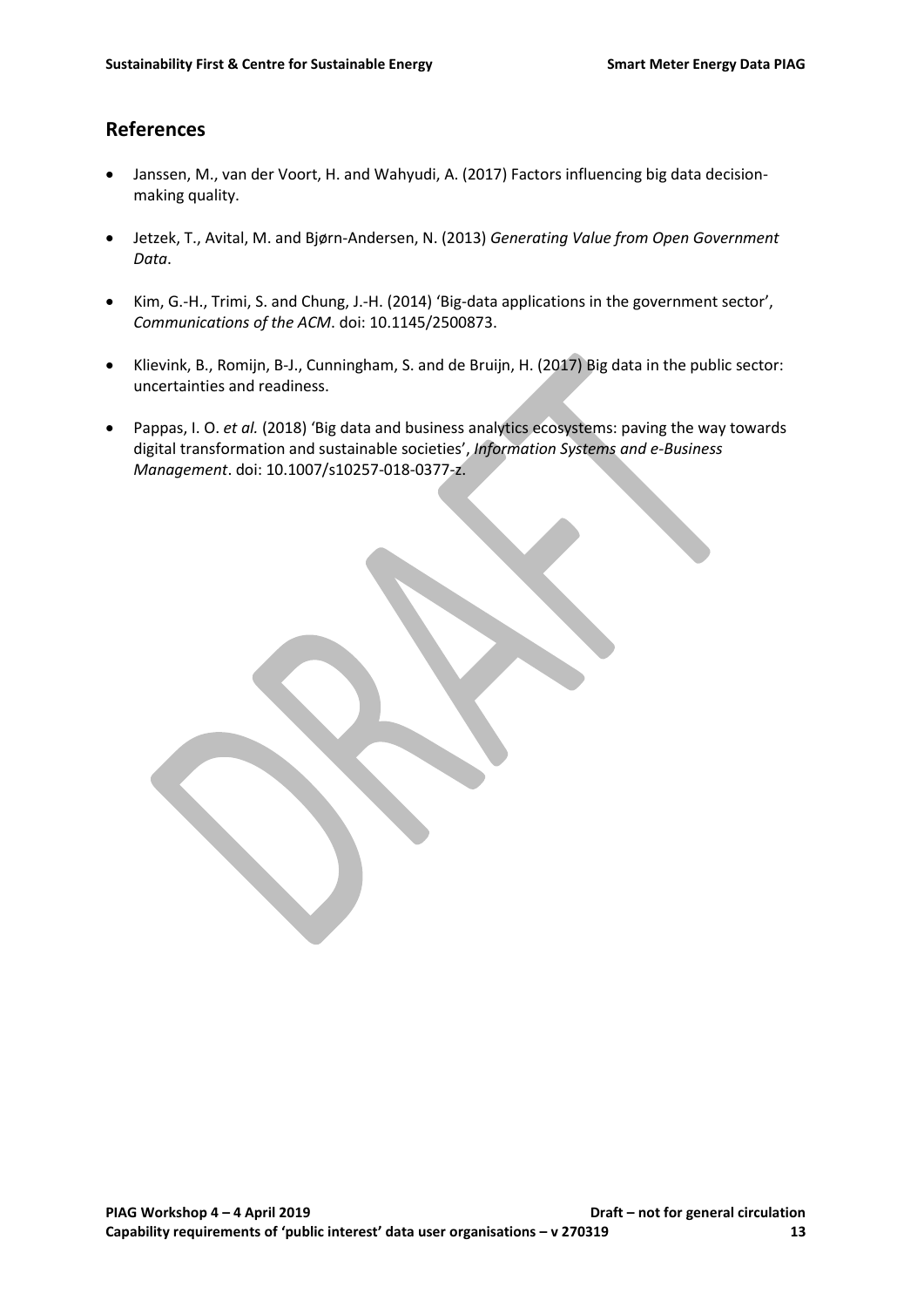## References

- Janssen, M., van der Voort, H. and Wahyudi, A. (2017) Factors influencing big data decision-making quality.
- Jetzek, T., Avital, M. and Bjørn-Andersen, N. (2013) *Generating Value from Open Government Data*.
- Kim, G.-H., Trimi, S. and Chung, J.-H. (2014) 'Big-data applications in the government sector', *Communications of the ACM*. doi: 10.1145/2500873.
- Klievink, B., Romijn, B-J., Cunningham, S. and de Bruijn, H. (2017) Big data in the public sector: uncertainties and readiness.
- Pappas, I. O. *et al.* (2018) 'Big data and business analytics ecosystems: paving the way towards digital transformation and sustainable societies', *Information Systems and e-Business Management*. doi: 10.1007/s10257-018-0377-z.